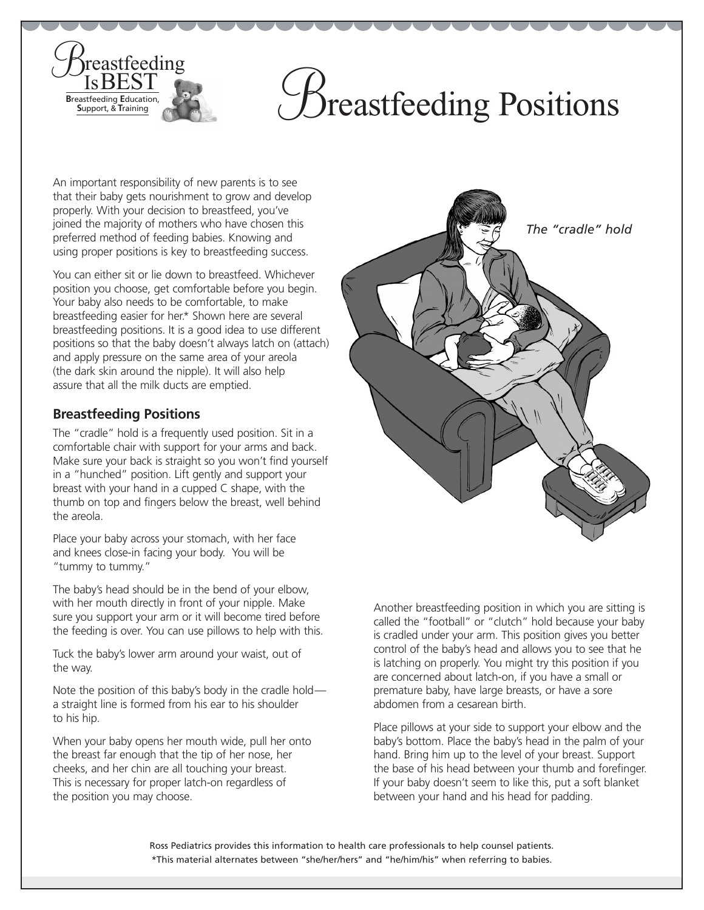# Breastfeeding Positions

Breastfeeding Is BEST
**B**reastfeeding **E**ducation, **S**upport, & **T**raining

An important responsibility of new parents is to see that their baby gets nourishment to grow and develop properly. With your decision to breastfeed, you've joined the majority of mothers who have chosen this preferred method of feeding babies. Knowing and using proper positions is key to breastfeeding success.

You can either sit or lie down to breastfeed. Whichever position you choose, get comfortable before you begin. Your baby also needs to be comfortable, to make breastfeeding easier for her.* Shown here are several breastfeeding positions. It is a good idea to use different positions so that the baby doesn't always latch on (attach) and apply pressure on the same area of your areola (the dark skin around the nipple). It will also help assure that all the milk ducts are emptied.

## Breastfeeding Positions

The "cradle" hold is a frequently used position. Sit in a comfortable chair with support for your arms and back. Make sure your back is straight so you won't find yourself in a "hunched" position. Lift gently and support your breast with your hand in a cupped C shape, with the thumb on top and fingers below the breast, well behind the areola.

Place your baby across your stomach, with her face and knees close-in facing your body. You will be "tummy to tummy."

The baby's head should be in the bend of your elbow, with her mouth directly in front of your nipple. Make sure you support your arm or it will become tired before the feeding is over. You can use pillows to help with this.

Tuck the baby's lower arm around your waist, out of the way.

Note the position of this baby's body in the cradle hold—a straight line is formed from his ear to his shoulder to his hip.

When your baby opens her mouth wide, pull her onto the breast far enough that the tip of her nose, her cheeks, and her chin are all touching your breast. This is necessary for proper latch-on regardless of the position you may choose.

*The "cradle" hold*

Another breastfeeding position in which you are sitting is called the "football" or "clutch" hold because your baby is cradled under your arm. This position gives you better control of the baby's head and allows you to see that he is latching on properly. You might try this position if you are concerned about latch-on, if you have a small or premature baby, have large breasts, or have a sore abdomen from a cesarean birth.

Place pillows at your side to support your elbow and the baby's bottom. Place the baby's head in the palm of your hand. Bring him up to the level of your breast. Support the base of his head between your thumb and forefinger. If your baby doesn't seem to like this, put a soft blanket between your hand and his head for padding.

Ross Pediatrics provides this information to health care professionals to help counsel patients.
*This material alternates between "she/her/hers" and "he/him/his" when referring to babies.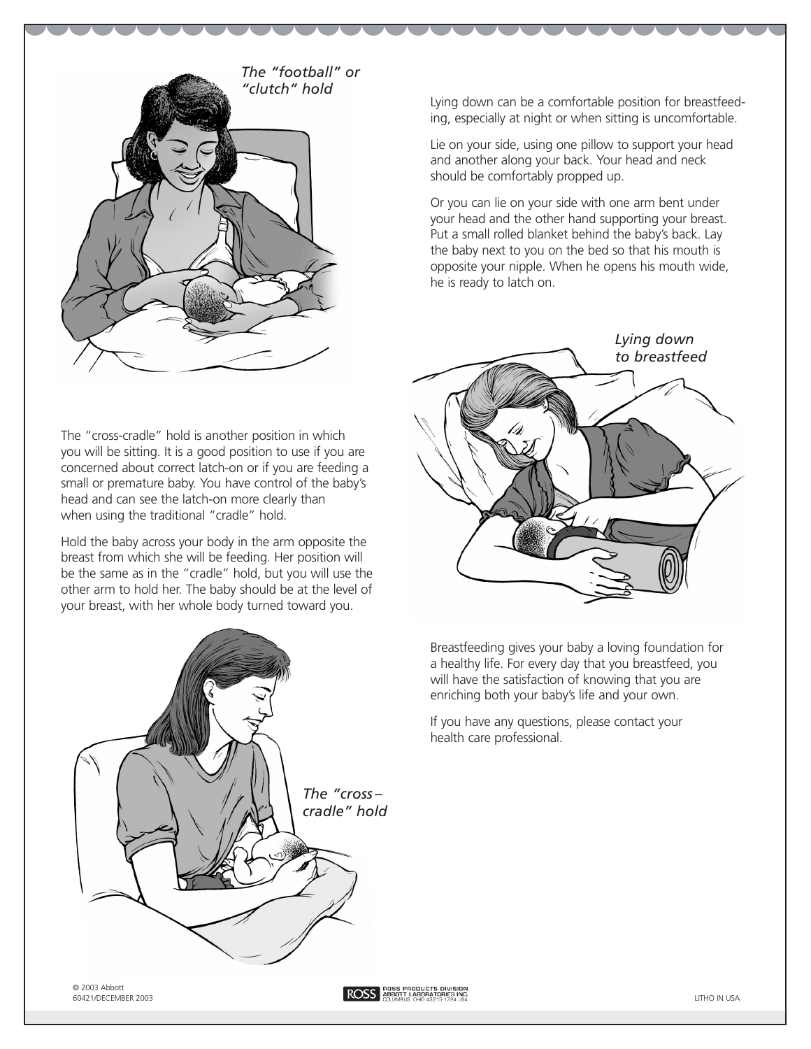*The "football" or "clutch" hold*

Lying down can be a comfortable position for breastfeeding, especially at night or when sitting is uncomfortable.

Lie on your side, using one pillow to support your head and another along your back. Your head and neck should be comfortably propped up.

Or you can lie on your side with one arm bent under your head and the other hand supporting your breast. Put a small rolled blanket behind the baby's back. Lay the baby next to you on the bed so that his mouth is opposite your nipple. When he opens his mouth wide, he is ready to latch on.

*Lying down to breastfeed*

The "cross-cradle" hold is another position in which you will be sitting. It is a good position to use if you are concerned about correct latch-on or if you are feeding a small or premature baby. You have control of the baby's head and can see the latch-on more clearly than when using the traditional "cradle" hold.

Hold the baby across your body in the arm opposite the breast from which she will be feeding. Her position will be the same as in the "cradle" hold, but you will use the other arm to hold her. The baby should be at the level of your breast, with her whole body turned toward you.

*The "cross–cradle" hold*

Breastfeeding gives your baby a loving foundation for a healthy life. For every day that you breastfeed, you will have the satisfaction of knowing that you are enriching both your baby's life and your own.

If you have any questions, please contact your health care professional.

© 2003 Abbott
60421/DECEMBER 2003

ROSS PRODUCTS DIVISION ABBOTT LABORATORIES INC. COLUMBUS, OHIO 43215-1724 USA

LITHO IN USA